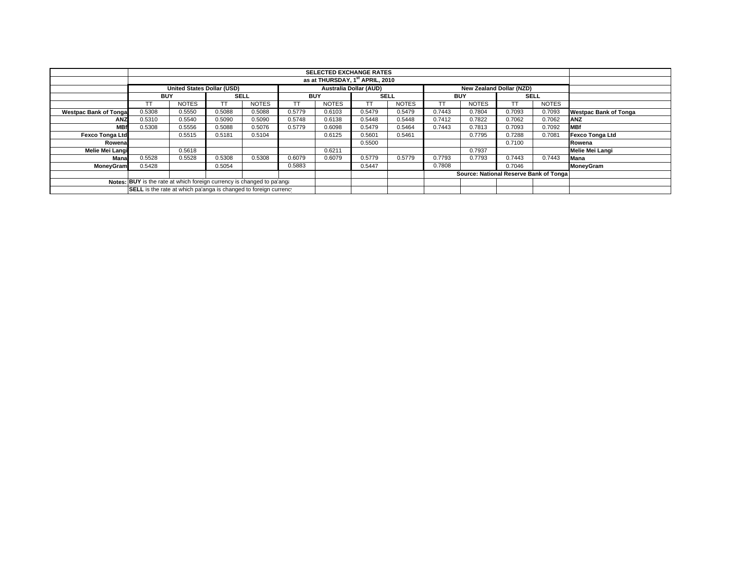| | SELECTED EXCHANGE RATES | | | | | | | | | | | | |
|---|---|---|---|---|---|---|---|---|---|---|---|---|---|
| | as at THURSDAY, 1st APRIL, 2010 | | | | | | | | | | | | |
| | United States Dollar (USD) | | | | Australia Dollar (AUD) | | | | New Zealand Dollar (NZD) | | | | |
| | BUY | | SELL | | BUY | | SELL | | BUY | | SELL | | |
| | TT | NOTES | TT | NOTES | TT | NOTES | TT | NOTES | TT | NOTES | TT | NOTES | |
| Westpac Bank of Tonga | 0.5308 | 0.5550 | 0.5088 | 0.5088 | 0.5779 | 0.6103 | 0.5479 | 0.5479 | 0.7443 | 0.7804 | 0.7093 | 0.7093 | Westpac Bank of Tonga |
| ANZ | 0.5310 | 0.5540 | 0.5090 | 0.5090 | 0.5748 | 0.6138 | 0.5448 | 0.5448 | 0.7412 | 0.7822 | 0.7062 | 0.7062 | ANZ |
| MBf | 0.5308 | 0.5556 | 0.5088 | 0.5076 | 0.5779 | 0.6098 | 0.5479 | 0.5464 | 0.7443 | 0.7813 | 0.7093 | 0.7092 | MBf |
| Fexco Tonga Ltd | | 0.5515 | 0.5181 | 0.5104 | | 0.6125 | 0.5601 | 0.5461 | | 0.7795 | 0.7288 | 0.7081 | Fexco Tonga Ltd |
| Rowena | | | | | | | 0.5500 | | | | 0.7100 | | Rowena |
| Melie Mei Langi | | 0.5618 | | | | 0.6211 | | | | 0.7937 | | | Melie Mei Langi |
| Mana | 0.5528 | 0.5528 | 0.5308 | 0.5308 | 0.6079 | 0.6079 | 0.5779 | 0.5779 | 0.7793 | 0.7793 | 0.7443 | 0.7443 | Mana |
| MoneyGram | 0.5428 | | 0.5054 | | 0.5883 | | 0.5447 | | 0.7808 | | 0.7046 | | MoneyGram |
| | | | | | | | | | Source: National Reserve Bank of Tonga | | | | |
| Notes: | **BUY** is the rate at which foreign currency is changed to pa'anga | | | | | | | | | | | | |
| | **SELL** is the rate at which pa'anga is changed to foreign currency | | | | | | | | | | | | |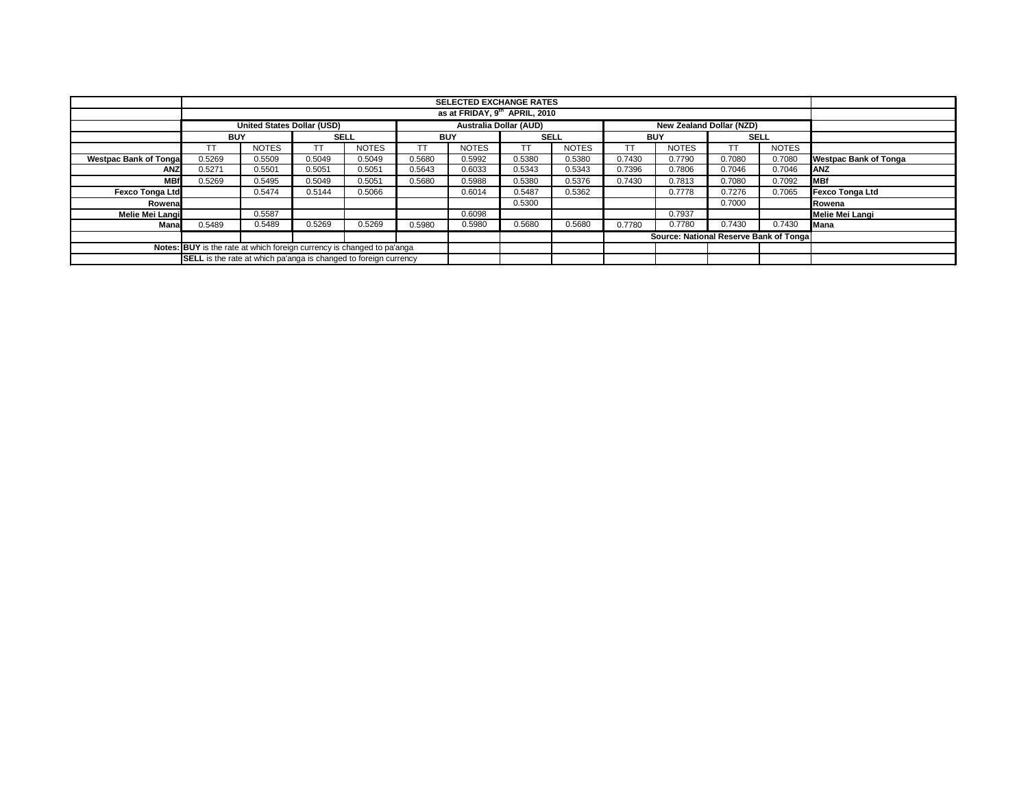| | SELECTED EXCHANGE RATES | | | | | | | | | | | | |
|---|---|---|---|---|---|---|---|---|---|---|---|---|---|
| | as at FRIDAY, 9th APRIL, 2010 | | | | | | | | | | | | |
| | United States Dollar (USD) | | | | Australia Dollar (AUD) | | | | New Zealand Dollar (NZD) | | | | |
| | BUY | | SELL | | BUY | | SELL | | BUY | | SELL | | |
| | TT | NOTES | TT | NOTES | TT | NOTES | TT | NOTES | TT | NOTES | TT | NOTES | |
| Westpac Bank of Tonga | 0.5269 | 0.5509 | 0.5049 | 0.5049 | 0.5680 | 0.5992 | 0.5380 | 0.5380 | 0.7430 | 0.7790 | 0.7080 | 0.7080 | Westpac Bank of Tonga |
| ANZ | 0.5271 | 0.5501 | 0.5051 | 0.5051 | 0.5643 | 0.6033 | 0.5343 | 0.5343 | 0.7396 | 0.7806 | 0.7046 | 0.7046 | ANZ |
| MBf | 0.5269 | 0.5495 | 0.5049 | 0.5051 | 0.5680 | 0.5988 | 0.5380 | 0.5376 | 0.7430 | 0.7813 | 0.7080 | 0.7092 | MBf |
| Fexco Tonga Ltd | | 0.5474 | 0.5144 | 0.5066 | | 0.6014 | 0.5487 | 0.5362 | | 0.7778 | 0.7276 | 0.7065 | Fexco Tonga Ltd |
| Rowena | | | | | | | 0.5300 | | | | 0.7000 | | Rowena |
| Melie Mei Langi | | 0.5587 | | | | 0.6098 | | | | 0.7937 | | | Melie Mei Langi |
| Mana | 0.5489 | 0.5489 | 0.5269 | 0.5269 | 0.5980 | 0.5980 | 0.5680 | 0.5680 | 0.7780 | 0.7780 | 0.7430 | 0.7430 | Mana |
| | | | | | | | | | Source: National Reserve Bank of Tonga | | | | |
| Notes: | **BUY** is the rate at which foreign currency is changed to pa'anga | | | | | | | | | | | | |
| | **SELL** is the rate at which pa'anga is changed to foreign currency | | | | | | | | | | | | |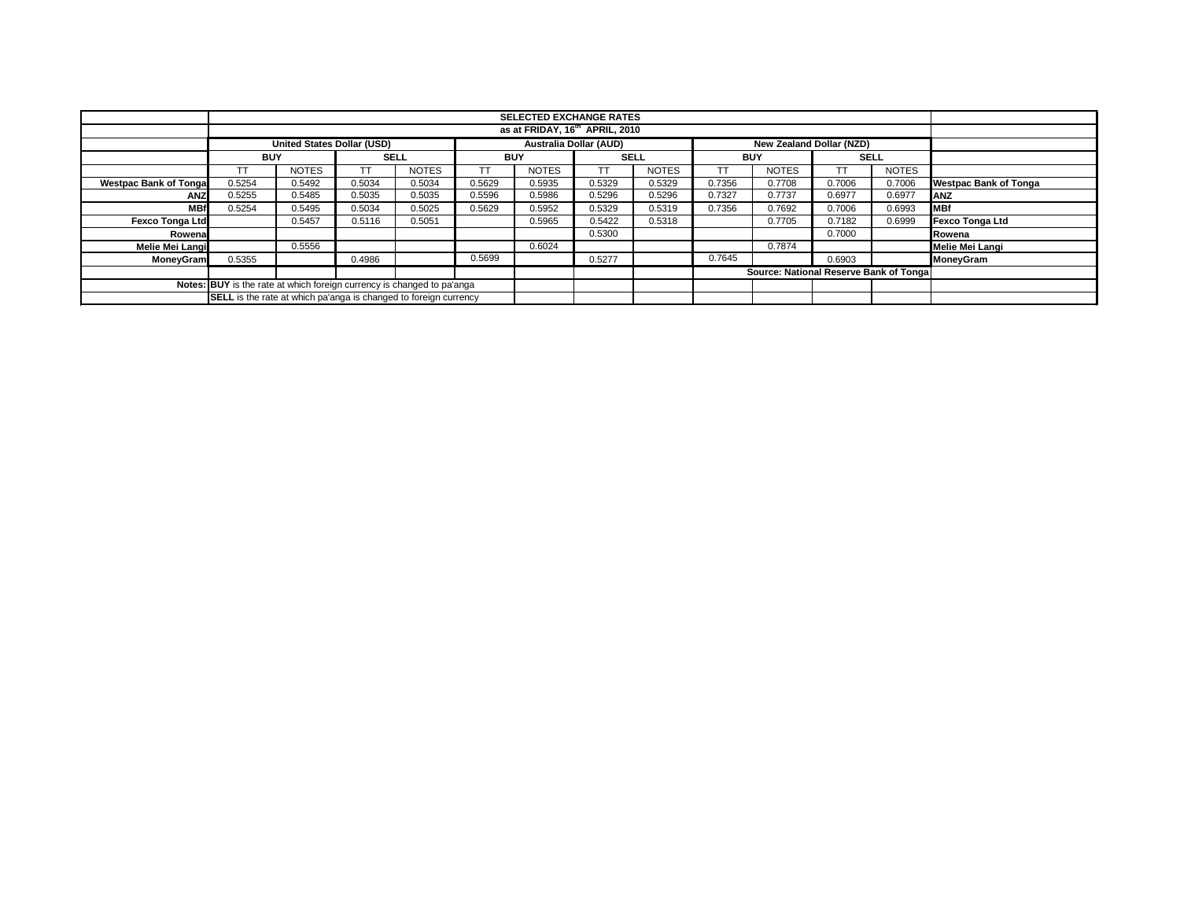| | SELECTED EXCHANGE RATES | | | | | | | | | | | | |
|---|---|---|---|---|---|---|---|---|---|---|---|---|---|
| | as at FRIDAY, 16th APRIL, 2010 | | | | | | | | | | | | |
| | United States Dollar (USD) | | | | Australia Dollar (AUD) | | | | New Zealand Dollar (NZD) | | | | |
| | BUY | | SELL | | BUY | | SELL | | BUY | | SELL | | |
| | TT | NOTES | TT | NOTES | TT | NOTES | TT | NOTES | TT | NOTES | TT | NOTES | |
| Westpac Bank of Tonga | 0.5254 | 0.5492 | 0.5034 | 0.5034 | 0.5629 | 0.5935 | 0.5329 | 0.5329 | 0.7356 | 0.7708 | 0.7006 | 0.7006 | Westpac Bank of Tonga |
| ANZ | 0.5255 | 0.5485 | 0.5035 | 0.5035 | 0.5596 | 0.5986 | 0.5296 | 0.5296 | 0.7327 | 0.7737 | 0.6977 | 0.6977 | ANZ |
| MBf | 0.5254 | 0.5495 | 0.5034 | 0.5025 | 0.5629 | 0.5952 | 0.5329 | 0.5319 | 0.7356 | 0.7692 | 0.7006 | 0.6993 | MBf |
| Fexco Tonga Ltd | | 0.5457 | 0.5116 | 0.5051 | | 0.5965 | 0.5422 | 0.5318 | | 0.7705 | 0.7182 | 0.6999 | Fexco Tonga Ltd |
| Rowena | | | | | | | 0.5300 | | | | 0.7000 | | Rowena |
| Melie Mei Langi | | 0.5556 | | | | 0.6024 | | | | 0.7874 | | | Melie Mei Langi |
| MoneyGram | 0.5355 | | 0.4986 | | 0.5699 | | 0.5277 | | 0.7645 | | 0.6903 | | MoneyGram |
| | | | | | | | | | Source: National Reserve Bank of Tonga | | | | |
| Notes: | **BUY** is the rate at which foreign currency is changed to pa'anga | | | | | | | | | | | | |
| | **SELL** is the rate at which pa'anga is changed to foreign currency | | | | | | | | | | | | |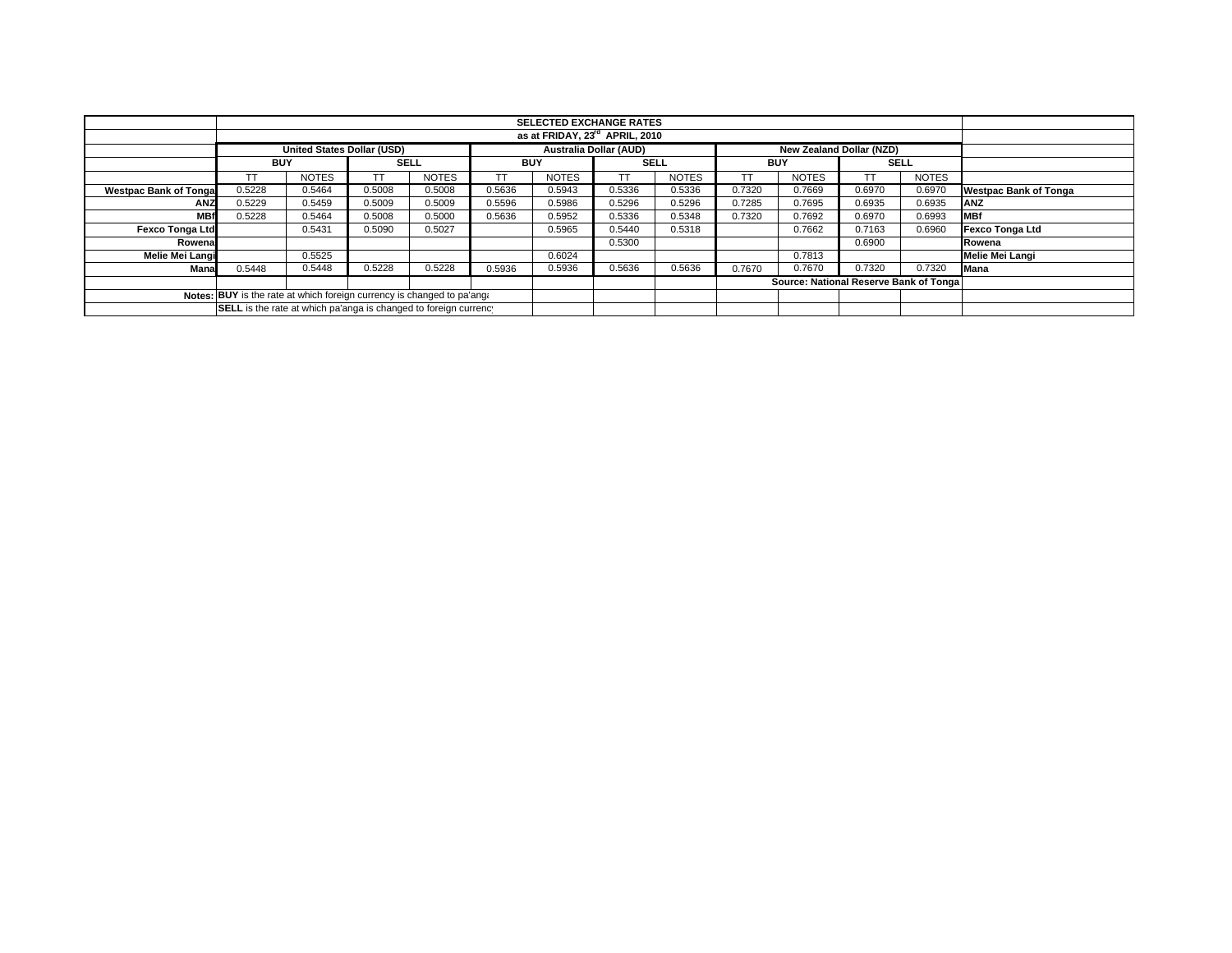| | SELECTED EXCHANGE RATES | | | | | | | | | | | | |
|---|---|---|---|---|---|---|---|---|---|---|---|---|---|
| | as at FRIDAY, 23rd APRIL, 2010 | | | | | | | | | | | | |
| | United States Dollar (USD) | | | | Australia Dollar (AUD) | | | | New Zealand Dollar (NZD) | | | | |
| | BUY | | SELL | | BUY | | SELL | | BUY | | SELL | | |
| | TT | NOTES | TT | NOTES | TT | NOTES | TT | NOTES | TT | NOTES | TT | NOTES | |
| **Westpac Bank of Tonga** | 0.5228 | 0.5464 | 0.5008 | 0.5008 | 0.5636 | 0.5943 | 0.5336 | 0.5336 | 0.7320 | 0.7669 | 0.6970 | 0.6970 | **Westpac Bank of Tonga** |
| **ANZ** | 0.5229 | 0.5459 | 0.5009 | 0.5009 | 0.5596 | 0.5986 | 0.5296 | 0.5296 | 0.7285 | 0.7695 | 0.6935 | 0.6935 | **ANZ** |
| **MBf** | 0.5228 | 0.5464 | 0.5008 | 0.5000 | 0.5636 | 0.5952 | 0.5336 | 0.5348 | 0.7320 | 0.7692 | 0.6970 | 0.6993 | **MBf** |
| **Fexco Tonga Ltd** | | 0.5431 | 0.5090 | 0.5027 | | 0.5965 | 0.5440 | 0.5318 | | 0.7662 | 0.7163 | 0.6960 | **Fexco Tonga Ltd** |
| **Rowena** | | | | | | | 0.5300 | | | | 0.6900 | | **Rowena** |
| **Melie Mei Langi** | | 0.5525 | | | | 0.6024 | | | | 0.7813 | | | **Melie Mei Langi** |
| **Mana** | 0.5448 | 0.5448 | 0.5228 | 0.5228 | 0.5936 | 0.5936 | 0.5636 | 0.5636 | 0.7670 | 0.7670 | 0.7320 | 0.7320 | **Mana** |
| | | | | | | | | | **Source: National Reserve Bank of Tonga** | | | | |
| **Notes:** | **BUY** is the rate at which foreign currency is changed to pa'anga | | | | | | | | | | | | |
| | **SELL** is the rate at which pa'anga is changed to foreign currency | | | | | | | | | | | | |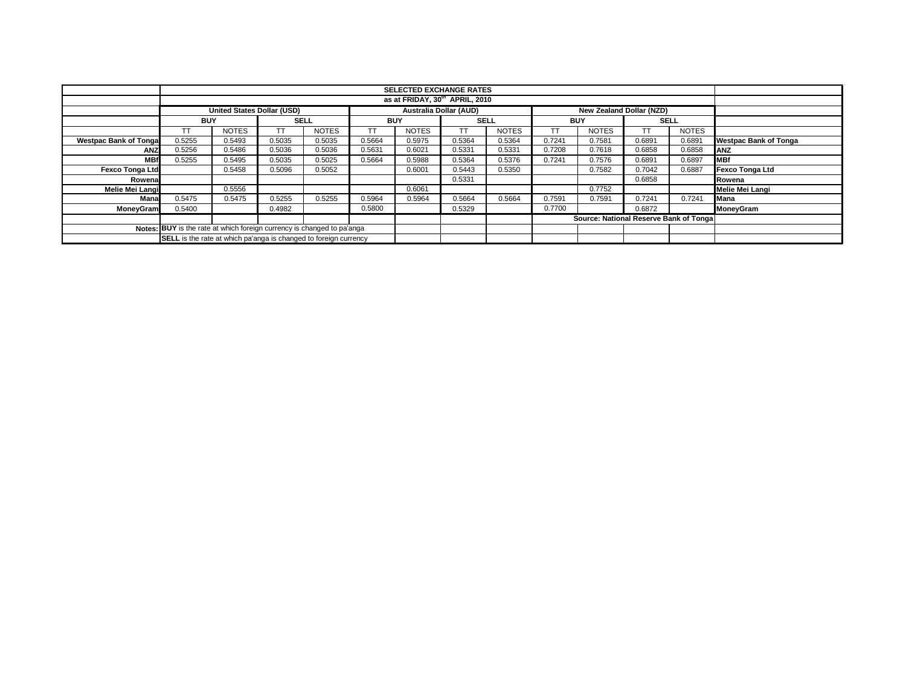| | SELECTED EXCHANGE RATES | | | | | | | | | | | | |
|---|---|---|---|---|---|---|---|---|---|---|---|---|---|
| | as at FRIDAY, 30th APRIL, 2010 | | | | | | | | | | | | |
| | United States Dollar (USD) | | | | Australia Dollar (AUD) | | | | New Zealand Dollar (NZD) | | | | |
| | BUY | | SELL | | BUY | | SELL | | BUY | | SELL | | |
| | TT | NOTES | TT | NOTES | TT | NOTES | TT | NOTES | TT | NOTES | TT | NOTES | |
| **Westpac Bank of Tonga** | 0.5255 | 0.5493 | 0.5035 | 0.5035 | 0.5664 | 0.5975 | 0.5364 | 0.5364 | 0.7241 | 0.7581 | 0.6891 | 0.6891 | **Westpac Bank of Tonga** |
| **ANZ** | 0.5256 | 0.5486 | 0.5036 | 0.5036 | 0.5631 | 0.6021 | 0.5331 | 0.5331 | 0.7208 | 0.7618 | 0.6858 | 0.6858 | **ANZ** |
| **MBf** | 0.5255 | 0.5495 | 0.5035 | 0.5025 | 0.5664 | 0.5988 | 0.5364 | 0.5376 | 0.7241 | 0.7576 | 0.6891 | 0.6897 | **MBf** |
| **Fexco Tonga Ltd** | | 0.5458 | 0.5096 | 0.5052 | | 0.6001 | 0.5443 | 0.5350 | | 0.7582 | 0.7042 | 0.6887 | **Fexco Tonga Ltd** |
| **Rowena** | | | | | | | 0.5331 | | | | 0.6858 | | **Rowena** |
| **Melie Mei Langi** | | 0.5556 | | | | 0.6061 | | | | 0.7752 | | | **Melie Mei Langi** |
| **Mana** | 0.5475 | 0.5475 | 0.5255 | 0.5255 | 0.5964 | 0.5964 | 0.5664 | 0.5664 | 0.7591 | 0.7591 | 0.7241 | 0.7241 | **Mana** |
| **MoneyGram** | 0.5400 | | 0.4982 | | 0.5800 | | 0.5329 | | 0.7700 | | 0.6872 | | **MoneyGram** |
| | | | | | | | | | **Source: National Reserve Bank of Tonga** | | | | |
| **Notes:** | **BUY** is the rate at which foreign currency is changed to pa'anga | | | | | | | | | | | | |
| | **SELL** is the rate at which pa'anga is changed to foreign currency | | | | | | | | | | | | |